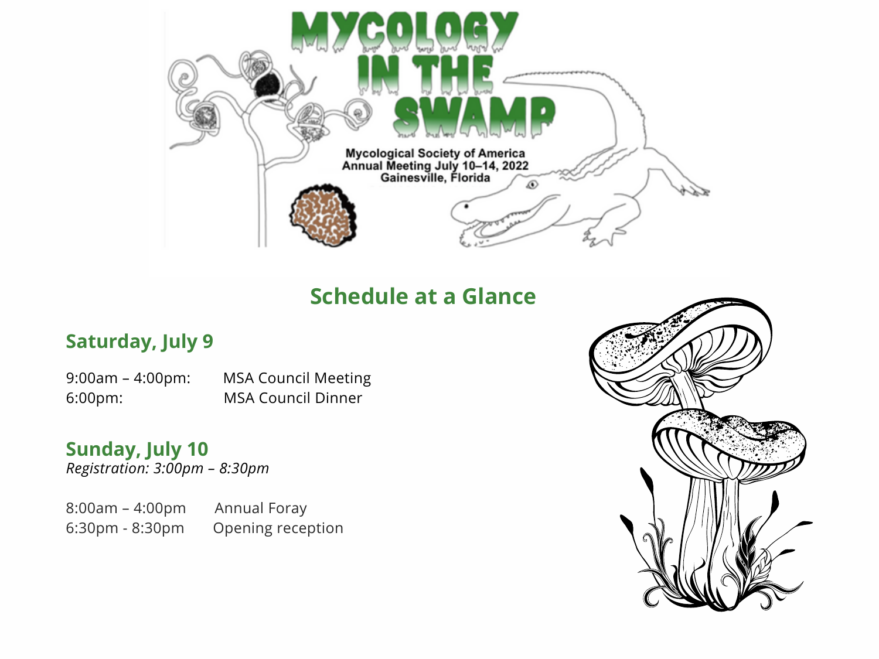# MYCOLOGY IN THE SWAMP

Mycological Society of America
Annual Meeting July 10–14, 2022
Gainesville, Florida

## Schedule at a Glance

### Saturday, July 9

9:00am – 4:00pm: MSA Council Meeting
6:00pm: MSA Council Dinner

### Sunday, July 10

*Registration: 3:00pm – 8:30pm*

8:00am – 4:00pm Annual Foray
6:30pm - 8:30pm Opening reception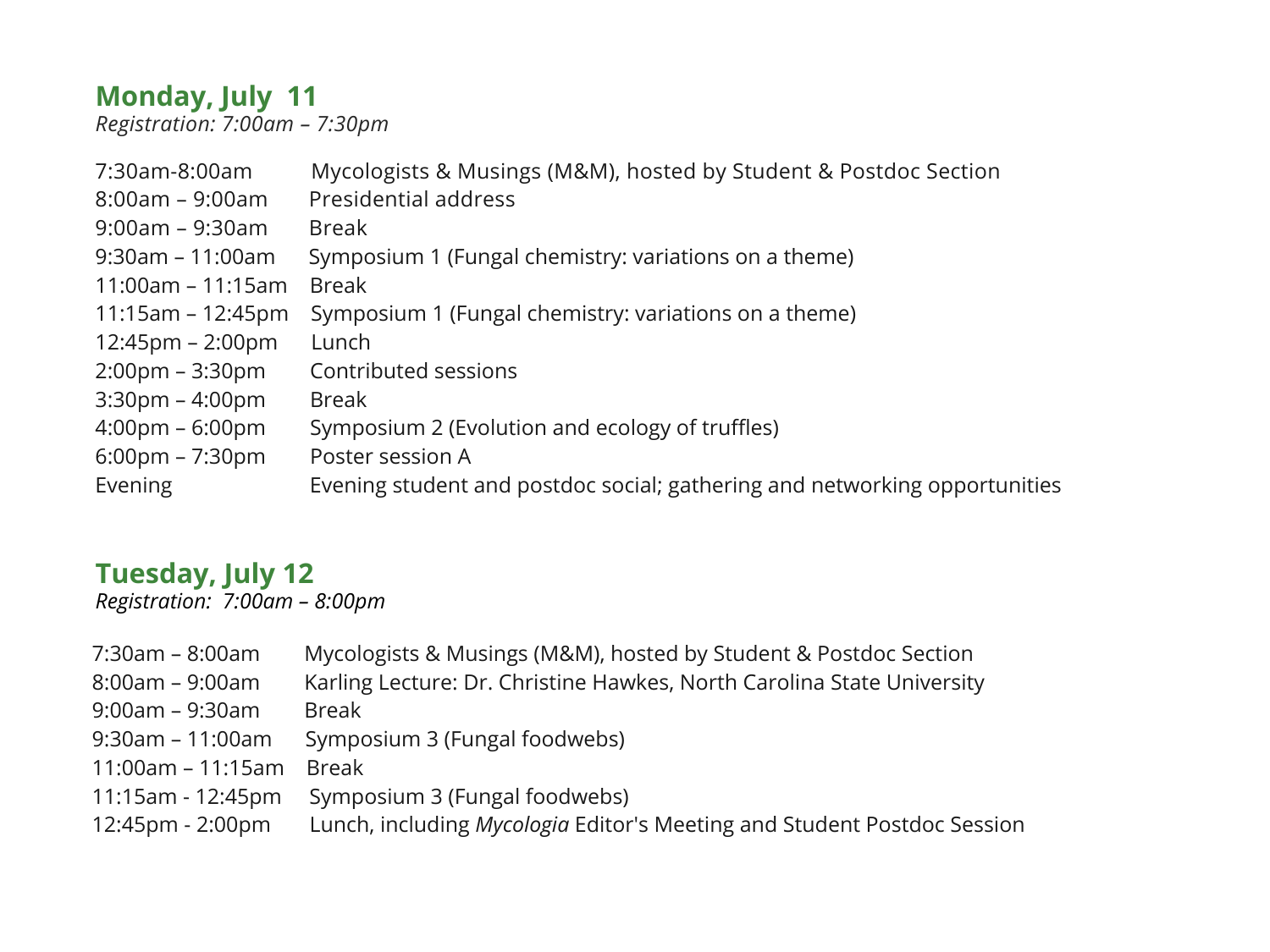## Monday, July 11

*Registration: 7:00am – 7:30pm*

| | |
|---|---|
| 7:30am-8:00am | Mycologists & Musings (M&M), hosted by Student & Postdoc Section |
| 8:00am – 9:00am | Presidential address |
| 9:00am – 9:30am | Break |
| 9:30am – 11:00am | Symposium 1 (Fungal chemistry: variations on a theme) |
| 11:00am – 11:15am | Break |
| 11:15am – 12:45pm | Symposium 1 (Fungal chemistry: variations on a theme) |
| 12:45pm – 2:00pm | Lunch |
| 2:00pm – 3:30pm | Contributed sessions |
| 3:30pm – 4:00pm | Break |
| 4:00pm – 6:00pm | Symposium 2 (Evolution and ecology of truffles) |
| 6:00pm – 7:30pm | Poster session A |
| Evening | Evening student and postdoc social; gathering and networking opportunities |

## Tuesday, July 12

*Registration: 7:00am – 8:00pm*

| | |
|---|---|
| 7:30am – 8:00am | Mycologists & Musings (M&M), hosted by Student & Postdoc Section |
| 8:00am – 9:00am | Karling Lecture: Dr. Christine Hawkes, North Carolina State University |
| 9:00am – 9:30am | Break |
| 9:30am – 11:00am | Symposium 3 (Fungal foodwebs) |
| 11:00am – 11:15am | Break |
| 11:15am - 12:45pm | Symposium 3 (Fungal foodwebs) |
| 12:45pm - 2:00pm | Lunch, including *Mycologia* Editor's Meeting and Student Postdoc Session |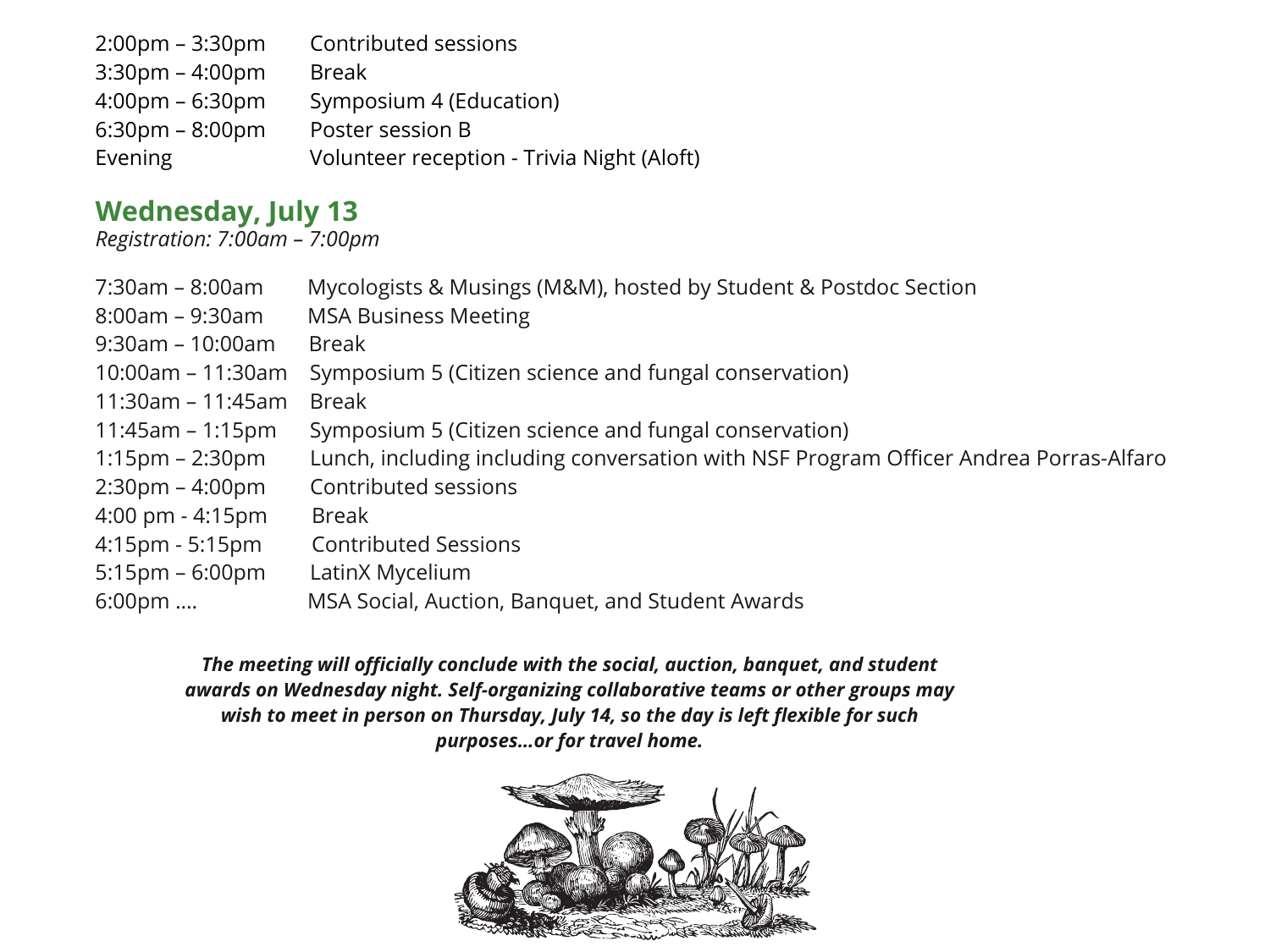| | |
|---|---|
| 2:00pm – 3:30pm | Contributed sessions |
| 3:30pm – 4:00pm | Break |
| 4:00pm – 6:30pm | Symposium 4 (Education) |
| 6:30pm – 8:00pm | Poster session B |
| Evening | Volunteer reception - Trivia Night (Aloft) |

## Wednesday, July 13

*Registration: 7:00am – 7:00pm*

| | |
|---|---|
| 7:30am – 8:00am | Mycologists & Musings (M&M), hosted by Student & Postdoc Section |
| 8:00am – 9:30am | MSA Business Meeting |
| 9:30am – 10:00am | Break |
| 10:00am – 11:30am | Symposium 5 (Citizen science and fungal conservation) |
| 11:30am – 11:45am | Break |
| 11:45am – 1:15pm | Symposium 5 (Citizen science and fungal conservation) |
| 1:15pm – 2:30pm | Lunch, including including conversation with NSF Program Officer Andrea Porras-Alfaro |
| 2:30pm – 4:00pm | Contributed sessions |
| 4:00 pm - 4:15pm | Break |
| 4:15pm - 5:15pm | Contributed Sessions |
| 5:15pm – 6:00pm | LatinX Mycelium |
| 6:00pm …. | MSA Social, Auction, Banquet, and Student Awards |

***The meeting will officially conclude with the social, auction, banquet, and student awards on Wednesday night. Self-organizing collaborative teams or other groups may wish to meet in person on Thursday, July 14, so the day is left flexible for such purposes…or for travel home.***